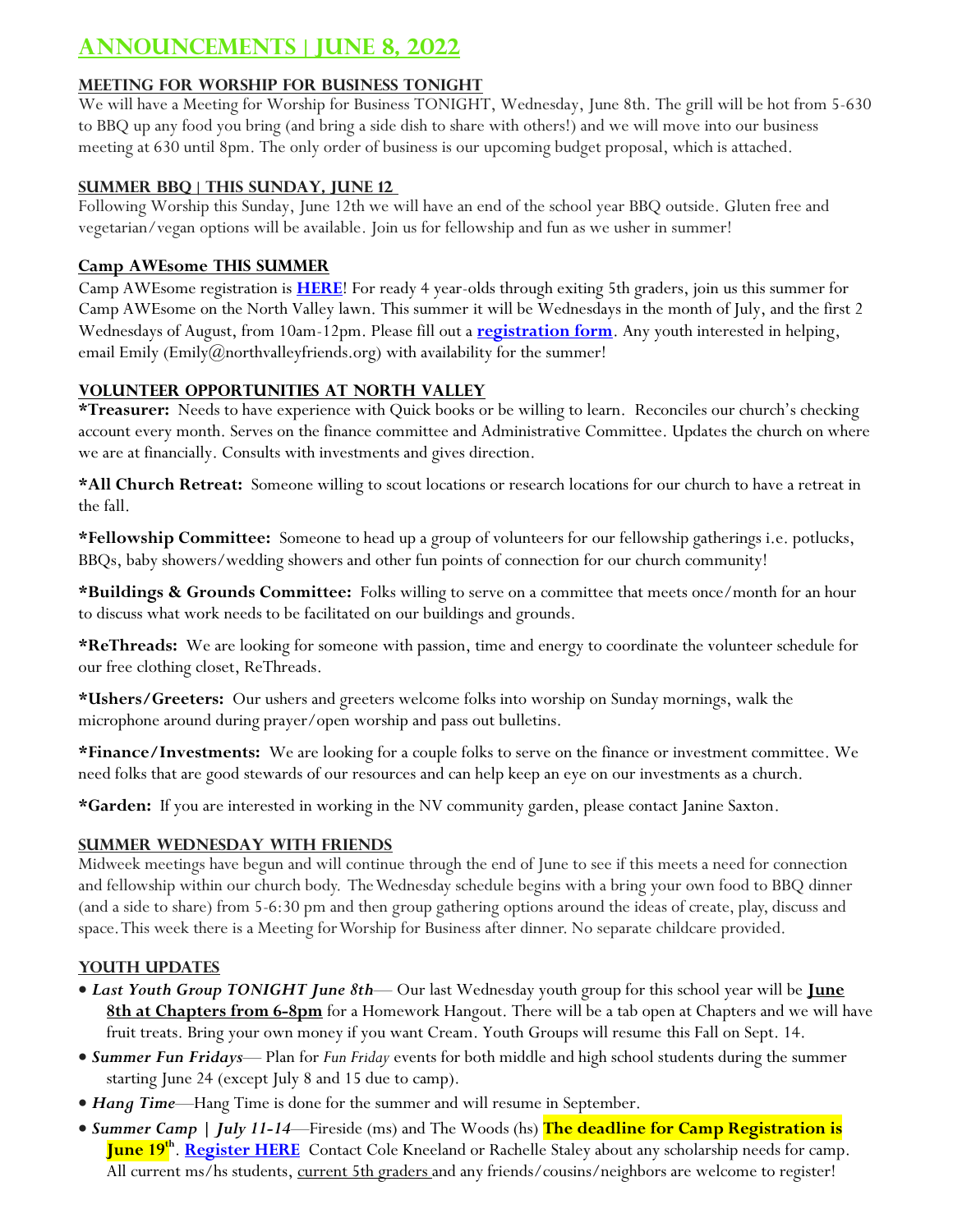# ANNOUNCEMENTS | JUNE 8, 2022

## MEETING FOR WORSHIP FOR BUSINESS TONIGHT

We will have a Meeting for Worship for Business TONIGHT, Wednesday, June 8th. The grill will be hot from 5-630 to BBQ up any food you bring (and bring a side dish to share with others!) and we will move into our business meeting at 630 until 8pm. The only order of business is our upcoming budget proposal, which is attached.

## SUMMER BBQ | THIS SUNDAY, JUNE 12

Following Worship this Sunday, June 12th we will have an end of the school year BBQ outside. Gluten free and vegetarian/vegan options will be available. Join us for fellowship and fun as we usher in summer!

## Camp AWEsome THIS SUMMER

Camp AWEsome registration is **HERE**! For ready 4 year-olds through exiting 5th graders, join us this summer for Camp AWEsome on the North Valley lawn. This summer it will be Wednesdays in the month of July, and the first 2 Wednesdays of August, from 10am-12pm. Please fill out a **registration form**. Any youth interested in helping, email Emily (Emily@northvalleyfriends.org) with availability for the summer!

## VOLUNTEER OPPORTUNITIES AT NORTH VALLEY

**\*Treasurer:** Needs to have experience with Quick books or be willing to learn. Reconciles our church's checking account every month. Serves on the finance committee and Administrative Committee. Updates the church on where we are at financially. Consults with investments and gives direction.

**\*All Church Retreat:** Someone willing to scout locations or research locations for our church to have a retreat in the fall.

**\*Fellowship Committee:** Someone to head up a group of volunteers for our fellowship gatherings i.e. potlucks, BBQs, baby showers/wedding showers and other fun points of connection for our church community!

**\*Buildings & Grounds Committee:** Folks willing to serve on a committee that meets once/month for an hour to discuss what work needs to be facilitated on our buildings and grounds.

**\*ReThreads:** We are looking for someone with passion, time and energy to coordinate the volunteer schedule for our free clothing closet, ReThreads.

**\*Ushers/Greeters:** Our ushers and greeters welcome folks into worship on Sunday mornings, walk the microphone around during prayer/open worship and pass out bulletins.

**\*Finance/Investments:** We are looking for a couple folks to serve on the finance or investment committee. We need folks that are good stewards of our resources and can help keep an eye on our investments as a church.

**\*Garden:** If you are interested in working in the NV community garden, please contact Janine Saxton.

## SUMMER WEDNESDAY WITH FRIENDS

Midweek meetings have begun and will continue through the end of June to see if this meets a need for connection and fellowship within our church body. The Wednesday schedule begins with a bring your own food to BBQ dinner (and a side to share) from 5-6:30 pm and then group gathering options around the ideas of create, play, discuss and space. This week there is a Meeting for Worship for Business after dinner. No separate childcare provided.

## YOUTH UPDATES

- ***Last Youth Group TONIGHT June 8th***— Our last Wednesday youth group for this school year will be **June 8th at Chapters from 6-8pm** for a Homework Hangout. There will be a tab open at Chapters and we will have fruit treats. Bring your own money if you want Cream. Youth Groups will resume this Fall on Sept. 14.
- ***Summer Fun Fridays***— Plan for *Fun Friday* events for both middle and high school students during the summer starting June 24 (except July 8 and 15 due to camp).
- ***Hang Time***—Hang Time is done for the summer and will resume in September.
- ***Summer Camp | July 11-14***—Fireside (ms) and The Woods (hs) **The deadline for Camp Registration is June 19th**. **Register HERE** Contact Cole Kneeland or Rachelle Staley about any scholarship needs for camp. All current ms/hs students, current 5th graders and any friends/cousins/neighbors are welcome to register!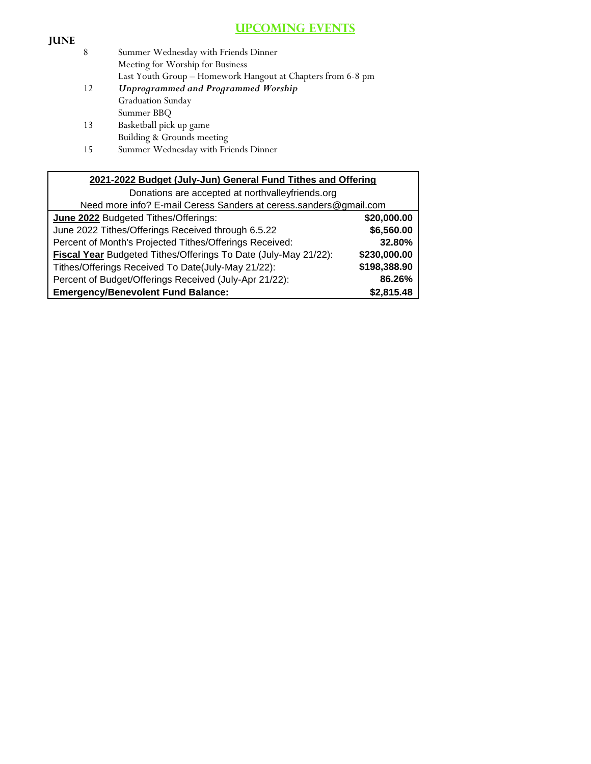## Upcoming Events

### June

- 8
  - Summer Wednesday with Friends Dinner
  - Meeting for Worship for Business
  - Last Youth Group – Homework Hangout at Chapters from 6-8 pm
- 12
  - *Unprogrammed and Programmed Worship*
  - Graduation Sunday
  - Summer BBQ
- 13
  - Basketball pick up game
  - Building & Grounds meeting
- 15
  - Summer Wednesday with Friends Dinner

| **2021-2022 Budget (July-Jun) General Fund Tithes and Offering** | |
|---|---|
| Donations are accepted at northvalleyfriends.org | |
| Need more info? E-mail Ceress Sanders at ceress.sanders@gmail.com | |
| **June 2022** Budgeted Tithes/Offerings: | **$20,000.00** |
| June 2022 Tithes/Offerings Received through 6.5.22 | **$6,560.00** |
| Percent of Month's Projected Tithes/Offerings Received: | **32.80%** |
| **Fiscal Year** Budgeted Tithes/Offerings To Date (July-May 21/22): | **$230,000.00** |
| Tithes/Offerings Received To Date(July-May 21/22): | **$198,388.90** |
| Percent of Budget/Offerings Received (July-Apr 21/22): | **86.26%** |
| **Emergency/Benevolent Fund Balance:** | **$2,815.48** |